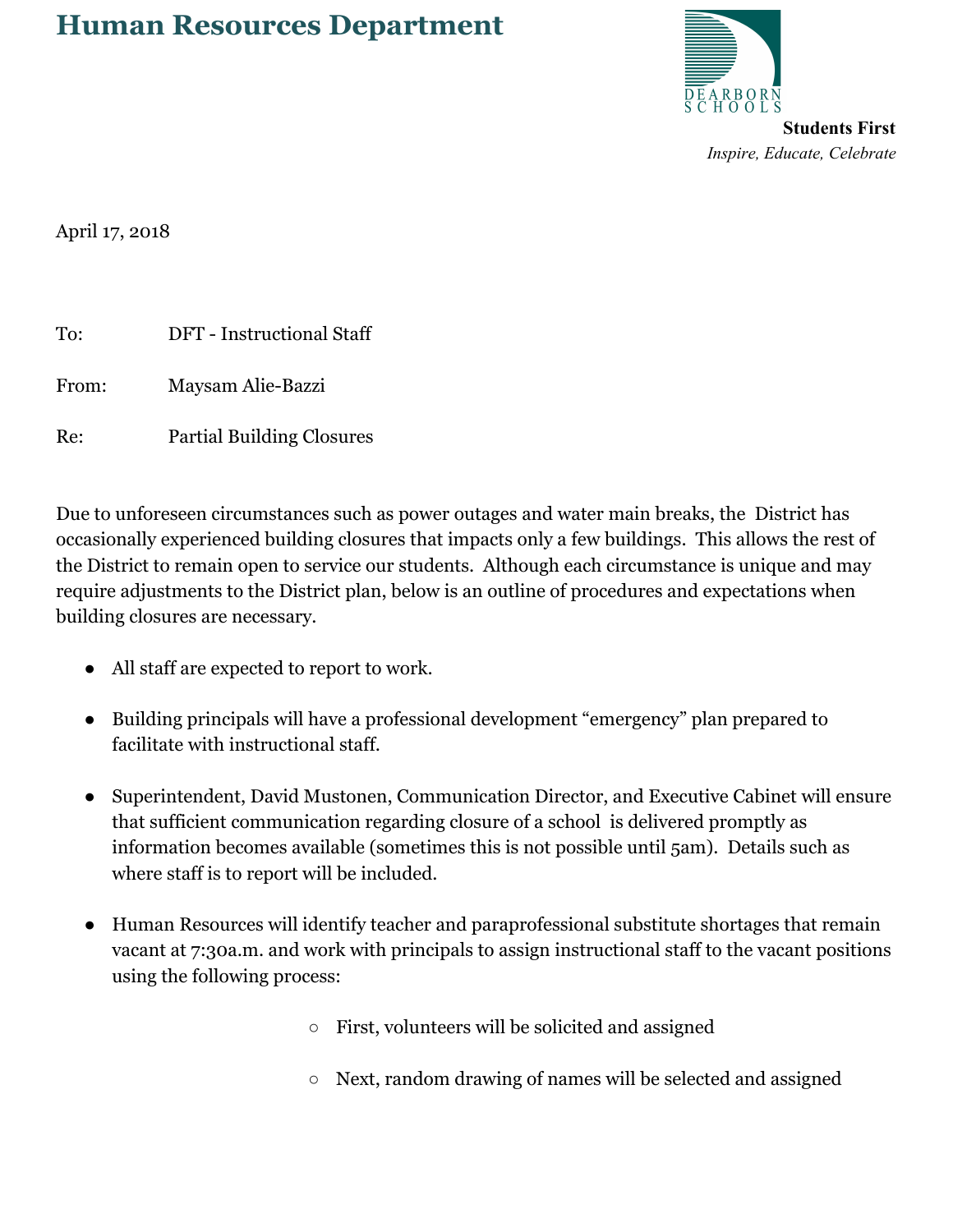# Human Resources Department

DEARBORN SCHOOLS

**Students First**

*Inspire, Educate, Celebrate*

April 17, 2018

To: DFT - Instructional Staff

From: Maysam Alie-Bazzi

Re: Partial Building Closures

Due to unforeseen circumstances such as power outages and water main breaks, the District has occasionally experienced building closures that impacts only a few buildings. This allows the rest of the District to remain open to service our students. Although each circumstance is unique and may require adjustments to the District plan, below is an outline of procedures and expectations when building closures are necessary.

- All staff are expected to report to work.
- Building principals will have a professional development "emergency" plan prepared to facilitate with instructional staff.
- Superintendent, David Mustonen, Communication Director, and Executive Cabinet will ensure that sufficient communication regarding closure of a school is delivered promptly as information becomes available (sometimes this is not possible until 5am). Details such as where staff is to report will be included.
- Human Resources will identify teacher and paraprofessional substitute shortages that remain vacant at 7:30a.m. and work with principals to assign instructional staff to the vacant positions using the following process:
  - First, volunteers will be solicited and assigned
  - Next, random drawing of names will be selected and assigned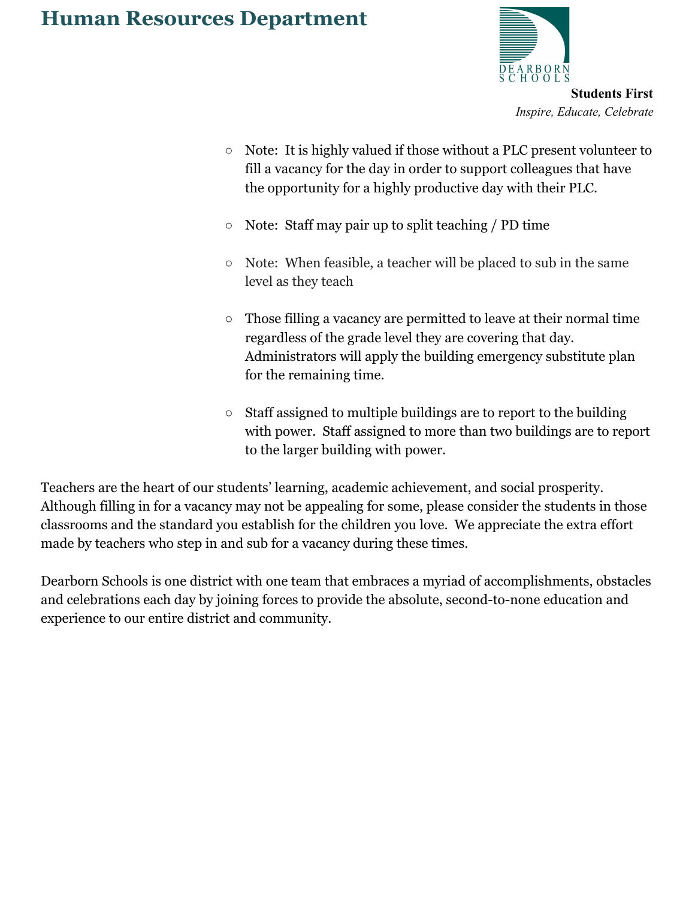- Note: It is highly valued if those without a PLC present volunteer to fill a vacancy for the day in order to support colleagues that have the opportunity for a highly productive day with their PLC.
- Note: Staff may pair up to split teaching / PD time
- Note: When feasible, a teacher will be placed to sub in the same level as they teach
- Those filling a vacancy are permitted to leave at their normal time regardless of the grade level they are covering that day. Administrators will apply the building emergency substitute plan for the remaining time.
- Staff assigned to multiple buildings are to report to the building with power. Staff assigned to more than two buildings are to report to the larger building with power.

Teachers are the heart of our students' learning, academic achievement, and social prosperity. Although filling in for a vacancy may not be appealing for some, please consider the students in those classrooms and the standard you establish for the children you love. We appreciate the extra effort made by teachers who step in and sub for a vacancy during these times.

Dearborn Schools is one district with one team that embraces a myriad of accomplishments, obstacles and celebrations each day by joining forces to provide the absolute, second-to-none education and experience to our entire district and community.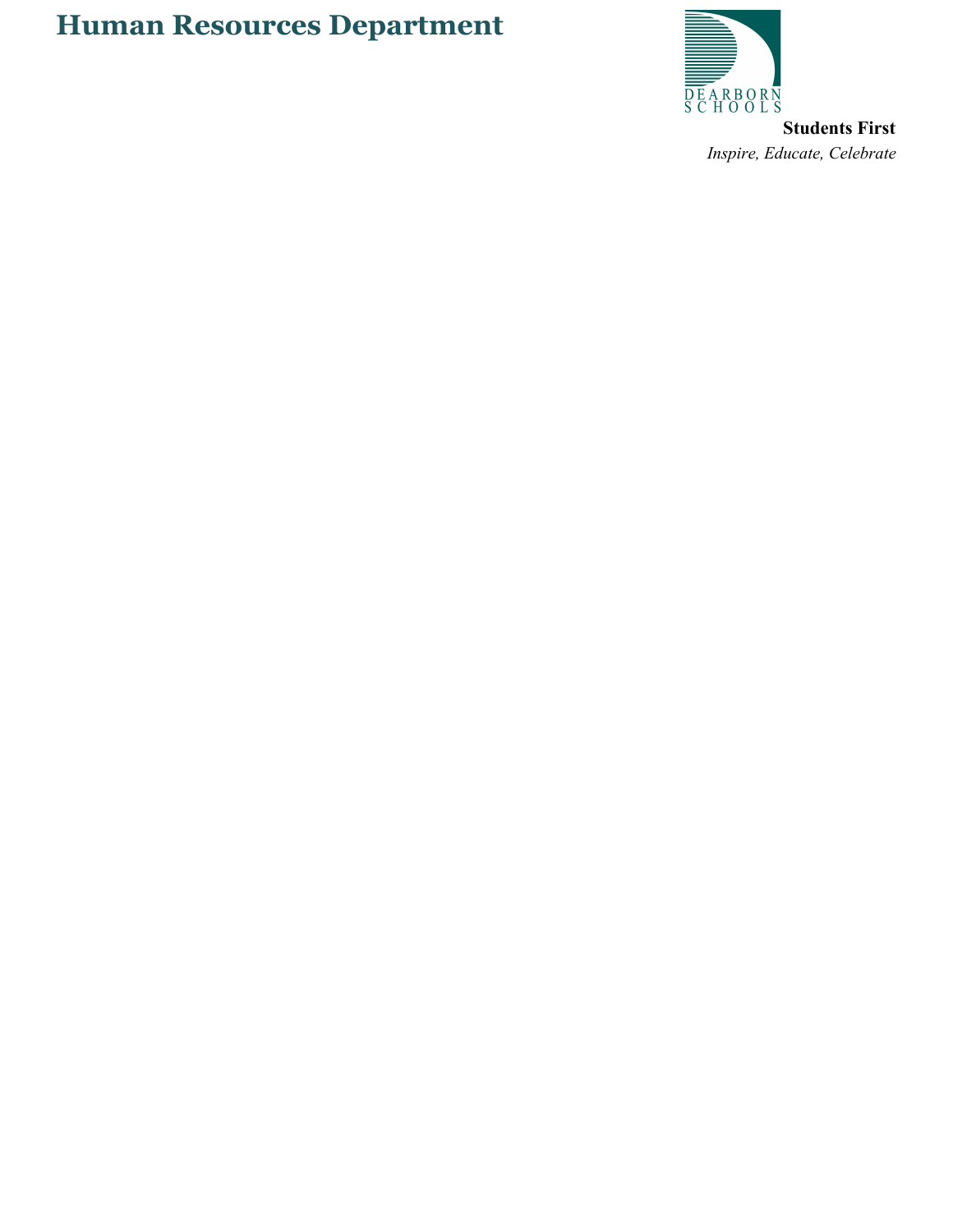# Human Resources Department

DEARBORN SCHOOLS

**Students First**

*Inspire, Educate, Celebrate*